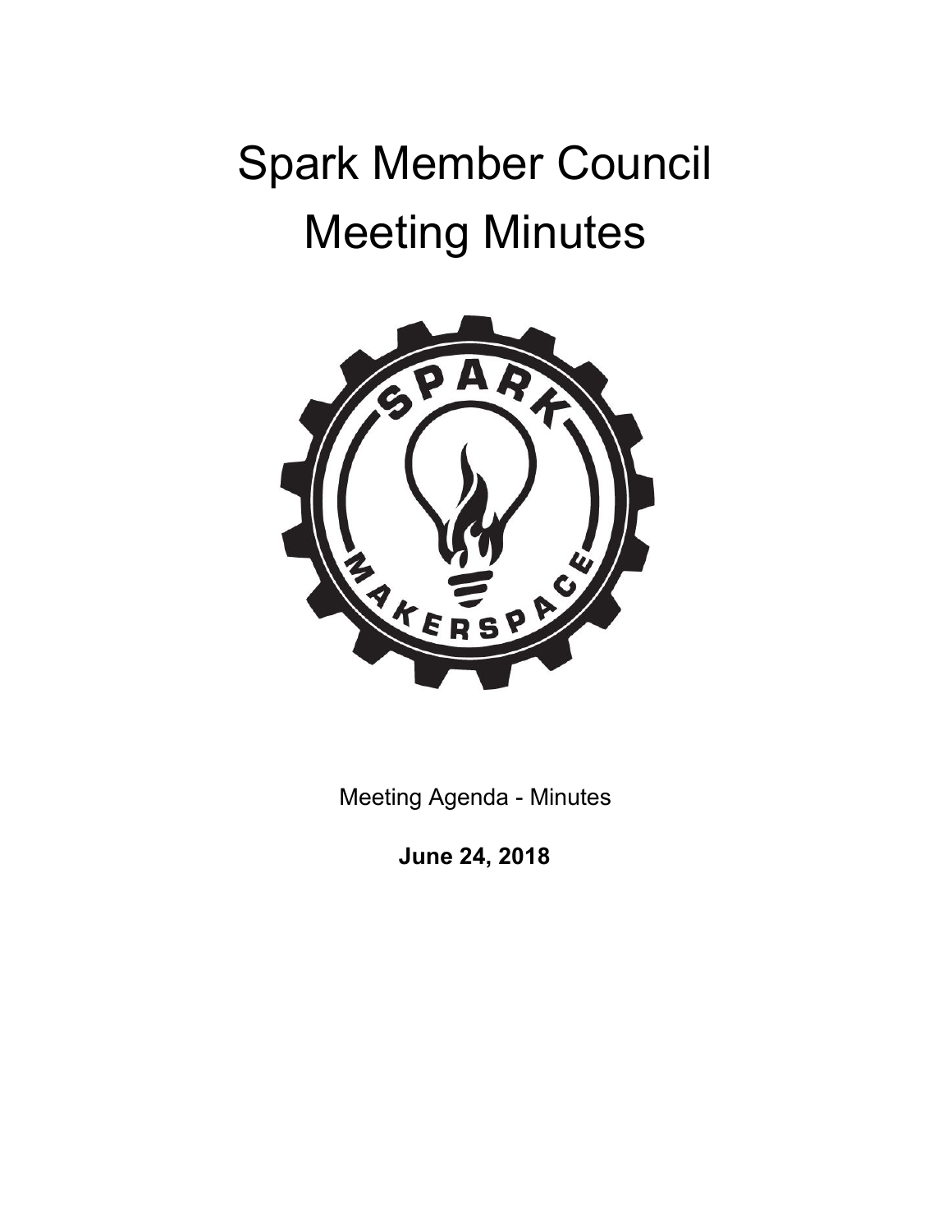# Spark Member Council
# Meeting Minutes

Meeting Agenda - Minutes

**June 24, 2018**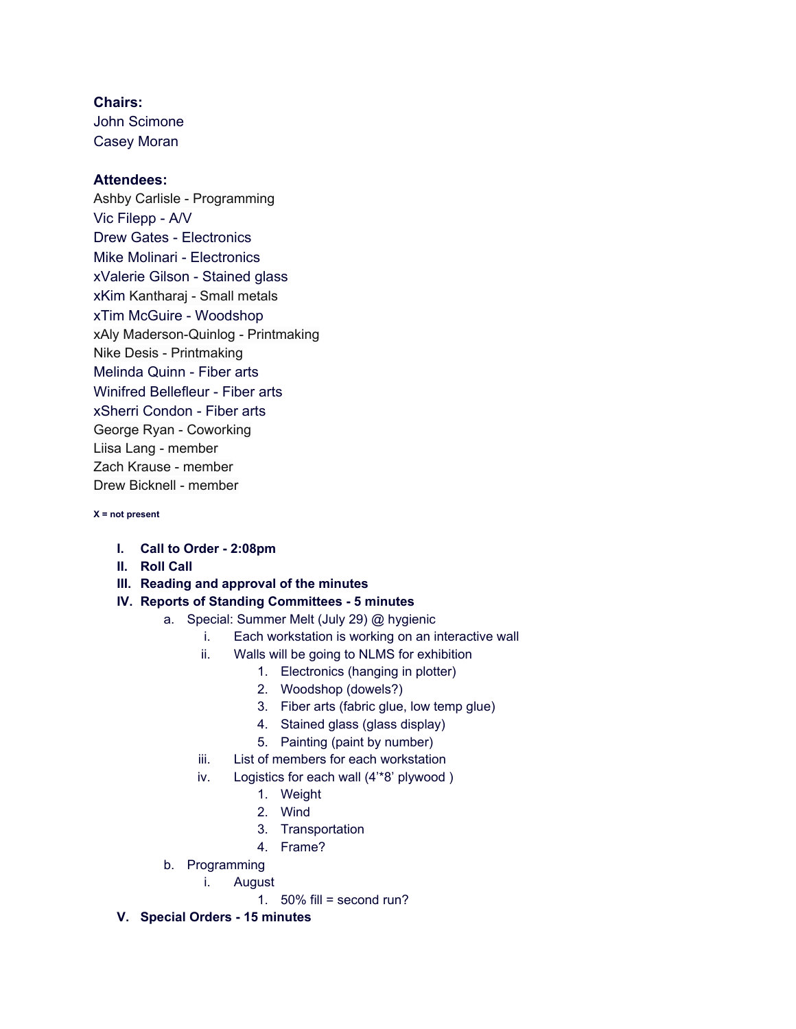**Chairs:**
John Scimone
Casey Moran

**Attendees:**
Ashby Carlisle - Programming
Vic Filepp - A/V
Drew Gates - Electronics
Mike Molinari - Electronics
xValerie Gilson - Stained glass
xKim Kantharaj - Small metals
xTim McGuire - Woodshop
xAly Maderson-Quinlog - Printmaking
Nike Desis - Printmaking
Melinda Quinn - Fiber arts
Winifred Bellefleur - Fiber arts
xSherri Condon - Fiber arts
George Ryan - Coworking
Liisa Lang - member
Zach Krause - member
Drew Bicknell - member

**X = not present**

I. **Call to Order - 2:08pm**
II. **Roll Call**
III. **Reading and approval of the minutes**
IV. **Reports of Standing Committees - 5 minutes**
    a. Special: Summer Melt (July 29) @ hygienic
        i. Each workstation is working on an interactive wall
        ii. Walls will be going to NLMS for exhibition
            1. Electronics (hanging in plotter)
            2. Woodshop (dowels?)
            3. Fiber arts (fabric glue, low temp glue)
            4. Stained glass (glass display)
            5. Painting (paint by number)
        iii. List of members for each workstation
        iv. Logistics for each wall (4'*8' plywood )
            1. Weight
            2. Wind
            3. Transportation
            4. Frame?
    b. Programming
        i. August
            1. 50% fill = second run?
V. **Special Orders - 15 minutes**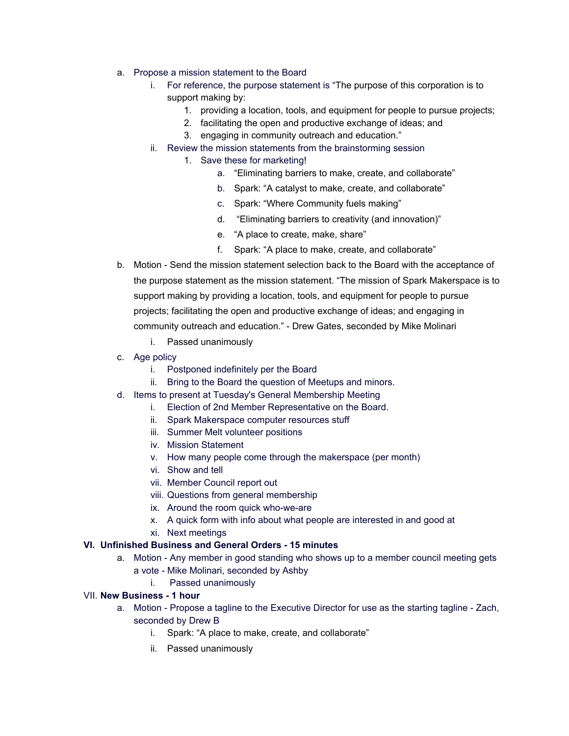a. Propose a mission statement to the Board
    i. For reference, the purpose statement is "The purpose of this corporation is to support making by:
        1. providing a location, tools, and equipment for people to pursue projects;
        2. facilitating the open and productive exchange of ideas; and
        3. engaging in community outreach and education."
    ii. Review the mission statements from the brainstorming session
        1. Save these for marketing!
            a. "Eliminating barriers to make, create, and collaborate"
            b. Spark: "A catalyst to make, create, and collaborate"
            c. Spark: "Where Community fuels making"
            d. "Eliminating barriers to creativity (and innovation)"
            e. "A place to create, make, share"
            f. Spark: "A place to make, create, and collaborate"

b. Motion - Send the mission statement selection back to the Board with the acceptance of the purpose statement as the mission statement. "The mission of Spark Makerspace is to support making by providing a location, tools, and equipment for people to pursue projects; facilitating the open and productive exchange of ideas; and engaging in community outreach and education." - Drew Gates, seconded by Mike Molinari
    i. Passed unanimously

c. Age policy
    i. Postponed indefinitely per the Board
    ii. Bring to the Board the question of Meetups and minors.

d. Items to present at Tuesday's General Membership Meeting
    i. Election of 2nd Member Representative on the Board.
    ii. Spark Makerspace computer resources stuff
    iii. Summer Melt volunteer positions
    iv. Mission Statement
    v. How many people come through the makerspace (per month)
    vi. Show and tell
    vii. Member Council report out
    viii. Questions from general membership
    ix. Around the room quick who-we-are
    x. A quick form with info about what people are interested in and good at
    xi. Next meetings

**VI. Unfinished Business and General Orders - 15 minutes**

a. Motion - Any member in good standing who shows up to a member council meeting gets a vote - Mike Molinari, seconded by Ashby
    i. Passed unanimously

VII. **New Business - 1 hour**

a. Motion - Propose a tagline to the Executive Director for use as the starting tagline - Zach, seconded by Drew B
    i. Spark: "A place to make, create, and collaborate"
    ii. Passed unanimously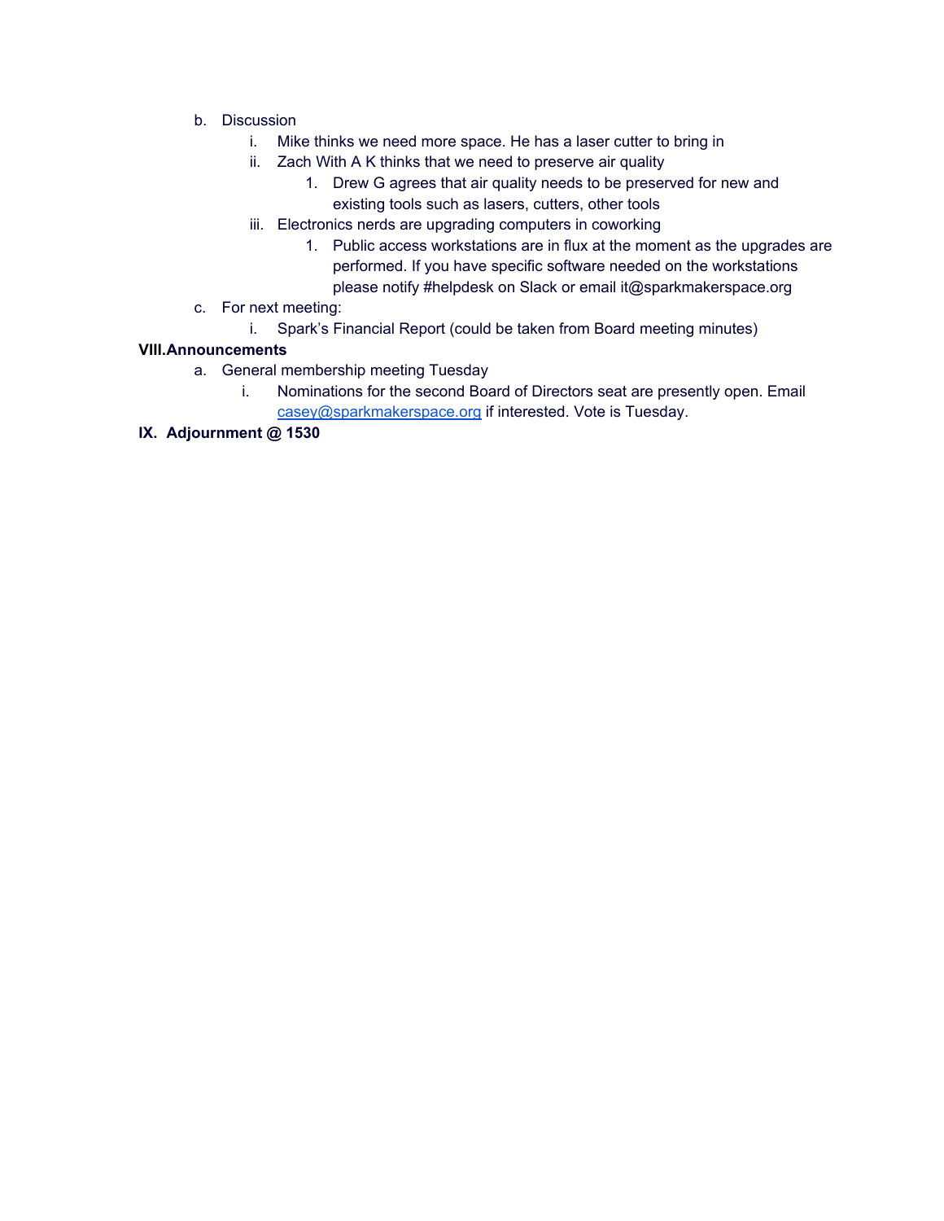b. Discussion
    i. Mike thinks we need more space. He has a laser cutter to bring in
    ii. Zach With A K thinks that we need to preserve air quality
        1. Drew G agrees that air quality needs to be preserved for new and existing tools such as lasers, cutters, other tools
    iii. Electronics nerds are upgrading computers in coworking
        1. Public access workstations are in flux at the moment as the upgrades are performed. If you have specific software needed on the workstations please notify #helpdesk on Slack or email it@sparkmakerspace.org

c. For next meeting:
    i. Spark's Financial Report (could be taken from Board meeting minutes)

**VIII. Announcements**

a. General membership meeting Tuesday
    i. Nominations for the second Board of Directors seat are presently open. Email casey@sparkmakerspace.org if interested. Vote is Tuesday.

**IX. Adjournment @ 1530**